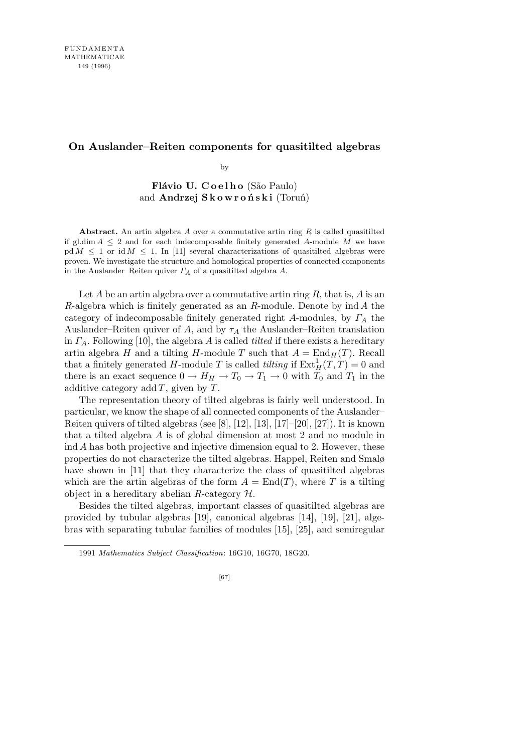# On Auslander–Reiten components for quasitilted algebras

by

**Flávio U. Coelho** (São Paulo) and **Andrzej Skowroński** (Toruń)

**Abstract.** An artin algebra $A$ over a commutative artin ring $R$ is called quasitilted if gl.dim $A \leq 2$ and for each indecomposable finitely generated $A$-module $M$ we have $\mathrm{pd}\, M \leq 1$ or $\mathrm{id}\, M \leq 1$. In [11] several characterizations of quasitilted algebras were proven. We investigate the structure and homological properties of connected components in the Auslander–Reiten quiver $\Gamma_A$ of a quasitilted algebra $A$.

Let $A$ be an artin algebra over a commutative artin ring $R$, that is, $A$ is an $R$-algebra which is finitely generated as an $R$-module. Denote by $\mathrm{ind}\, A$ the category of indecomposable finitely generated right $A$-modules, by $\Gamma_A$ the Auslander–Reiten quiver of $A$, and by $\tau_A$ the Auslander–Reiten translation in $\Gamma_A$. Following [10], the algebra $A$ is called *tilted* if there exists a hereditary artin algebra $H$ and a tilting $H$-module $T$ such that $A = \mathrm{End}_H(T)$. Recall that a finitely generated $H$-module $T$ is called *tilting* if $\mathrm{Ext}^1_H(T,T) = 0$ and there is an exact sequence $0 \to H_H \to T_0 \to T_1 \to 0$ with $T_0$ and $T_1$ in the additive category $\mathrm{add}\, T$, given by $T$.

The representation theory of tilted algebras is fairly well understood. In particular, we know the shape of all connected components of the Auslander–Reiten quivers of tilted algebras (see [8], [12], [13], [17]–[20], [27]). It is known that a tilted algebra $A$ is of global dimension at most 2 and no module in $\mathrm{ind}\, A$ has both projective and injective dimension equal to 2. However, these properties do not characterize the tilted algebras. Happel, Reiten and Smalø have shown in [11] that they characterize the class of quasitilted algebras which are the artin algebras of the form $A = \mathrm{End}(T)$, where $T$ is a tilting object in a hereditary abelian $R$-category $\mathcal{H}$.

Besides the tilted algebras, important classes of quasitilted algebras are provided by tubular algebras [19], canonical algebras [14], [19], [21], algebras with separating tubular families of modules [15], [25], and semiregular

1991 *Mathematics Subject Classification*: 16G10, 16G70, 18G20.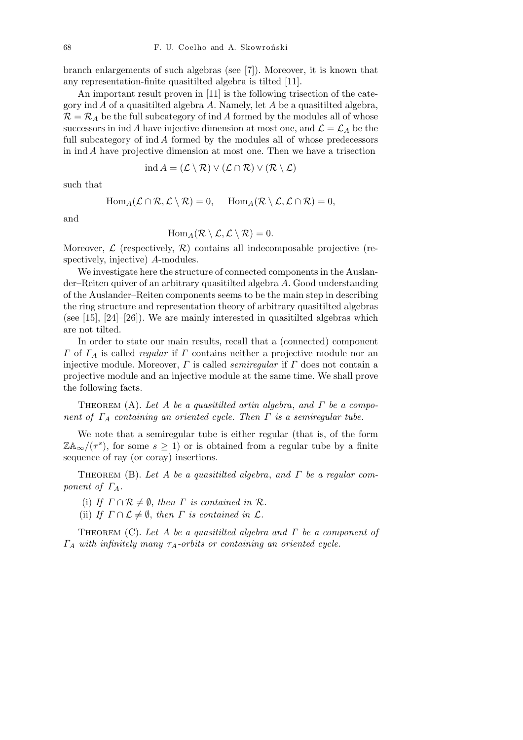branch enlargements of such algebras (see [7]). Moreover, it is known that any representation-finite quasitilted algebra is tilted [11].

An important result proven in [11] is the following trisection of the category $\operatorname{ind} A$ of a quasitilted algebra $A$. Namely, let $A$ be a quasitilted algebra, $\mathcal{R} = \mathcal{R}_A$ be the full subcategory of $\operatorname{ind} A$ formed by the modules all of whose successors in $\operatorname{ind} A$ have injective dimension at most one, and $\mathcal{L} = \mathcal{L}_A$ be the full subcategory of $\operatorname{ind} A$ formed by the modules all of whose predecessors in $\operatorname{ind} A$ have projective dimension at most one. Then we have a trisection

$$\operatorname{ind} A = (\mathcal{L} \setminus \mathcal{R}) \vee (\mathcal{L} \cap \mathcal{R}) \vee (\mathcal{R} \setminus \mathcal{L})$$

such that

$$\operatorname{Hom}_A(\mathcal{L} \cap \mathcal{R}, \mathcal{L} \setminus \mathcal{R}) = 0, \qquad \operatorname{Hom}_A(\mathcal{R} \setminus \mathcal{L}, \mathcal{L} \cap \mathcal{R}) = 0,$$

and

$$\operatorname{Hom}_A(\mathcal{R} \setminus \mathcal{L}, \mathcal{L} \setminus \mathcal{R}) = 0.$$

Moreover, $\mathcal{L}$ (respectively, $\mathcal{R}$) contains all indecomposable projective (respectively, injective) $A$-modules.

We investigate here the structure of connected components in the Auslander–Reiten quiver of an arbitrary quasitilted algebra $A$. Good understanding of the Auslander–Reiten components seems to be the main step in describing the ring structure and representation theory of arbitrary quasitilted algebras (see [15], [24]–[26]). We are mainly interested in quasitilted algebras which are not tilted.

In order to state our main results, recall that a (connected) component $\Gamma$ of $\Gamma_A$ is called *regular* if $\Gamma$ contains neither a projective module nor an injective module. Moreover, $\Gamma$ is called *semiregular* if $\Gamma$ does not contain a projective module and an injective module at the same time. We shall prove the following facts.

Theorem (A). *Let $A$ be a quasitilted artin algebra, and $\Gamma$ be a component of $\Gamma_A$ containing an oriented cycle. Then $\Gamma$ is a semiregular tube.*

We note that a semiregular tube is either regular (that is, of the form $\mathbb{Z}\mathbb{A}_\infty/(\tau^s)$, for some $s \geq 1$) or is obtained from a regular tube by a finite sequence of ray (or coray) insertions.

Theorem (B). *Let $A$ be a quasitilted algebra, and $\Gamma$ be a regular component of $\Gamma_A$.*

(i) *If $\Gamma \cap \mathcal{R} \neq \emptyset$, then $\Gamma$ is contained in $\mathcal{R}$.*
(ii) *If $\Gamma \cap \mathcal{L} \neq \emptyset$, then $\Gamma$ is contained in $\mathcal{L}$.*

Theorem (C). *Let $A$ be a quasitilted algebra and $\Gamma$ be a component of $\Gamma_A$ with infinitely many $\tau_A$-orbits or containing an oriented cycle.*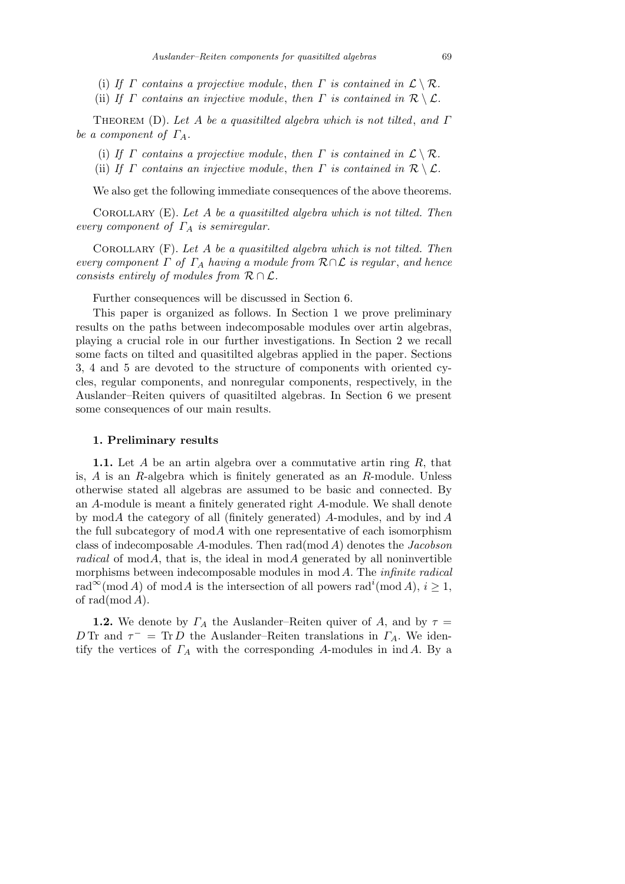(i) *If $\Gamma$ contains a projective module*, *then $\Gamma$ is contained in $\mathcal{L} \setminus \mathcal{R}$.*

(ii) *If $\Gamma$ contains an injective module*, *then $\Gamma$ is contained in $\mathcal{R} \setminus \mathcal{L}$.*

Theorem (D). *Let $A$ be a quasitilted algebra which is not tilted*, *and $\Gamma$ be a component of $\Gamma_A$.*

(i) *If $\Gamma$ contains a projective module*, *then $\Gamma$ is contained in $\mathcal{L} \setminus \mathcal{R}$.*

(ii) *If $\Gamma$ contains an injective module*, *then $\Gamma$ is contained in $\mathcal{R} \setminus \mathcal{L}$.*

We also get the following immediate consequences of the above theorems.

Corollary (E). *Let $A$ be a quasitilted algebra which is not tilted. Then every component of $\Gamma_A$ is semiregular.*

Corollary (F). *Let $A$ be a quasitilted algebra which is not tilted. Then every component $\Gamma$ of $\Gamma_A$ having a module from $\mathcal{R} \cap \mathcal{L}$ is regular*, *and hence consists entirely of modules from $\mathcal{R} \cap \mathcal{L}$.*

Further consequences will be discussed in Section 6.

This paper is organized as follows. In Section 1 we prove preliminary results on the paths between indecomposable modules over artin algebras, playing a crucial role in our further investigations. In Section 2 we recall some facts on tilted and quasitilted algebras applied in the paper. Sections 3, 4 and 5 are devoted to the structure of components with oriented cycles, regular components, and nonregular components, respectively, in the Auslander–Reiten quivers of quasitilted algebras. In Section 6 we present some consequences of our main results.

## 1. Preliminary results

**1.1.** Let $A$ be an artin algebra over a commutative artin ring $R$, that is, $A$ is an $R$-algebra which is finitely generated as an $R$-module. Unless otherwise stated all algebras are assumed to be basic and connected. By an $A$-module is meant a finitely generated right $A$-module. We shall denote by $\operatorname{mod} A$ the category of all (finitely generated) $A$-modules, and by $\operatorname{ind} A$ the full subcategory of $\operatorname{mod} A$ with one representative of each isomorphism class of indecomposable $A$-modules. Then $\operatorname{rad}(\operatorname{mod} A)$ denotes the *Jacobson radical* of $\operatorname{mod} A$, that is, the ideal in $\operatorname{mod} A$ generated by all noninvertible morphisms between indecomposable modules in $\operatorname{mod} A$. The *infinite radical* $\operatorname{rad}^{\infty}(\operatorname{mod} A)$ of $\operatorname{mod} A$ is the intersection of all powers $\operatorname{rad}^{i}(\operatorname{mod} A)$, $i \geq 1$, of $\operatorname{rad}(\operatorname{mod} A)$.

**1.2.** We denote by $\Gamma_A$ the Auslander–Reiten quiver of $A$, and by $\tau = D\operatorname{Tr}$ and $\tau^{-} = \operatorname{Tr} D$ the Auslander–Reiten translations in $\Gamma_A$. We identify the vertices of $\Gamma_A$ with the corresponding $A$-modules in $\operatorname{ind} A$. By a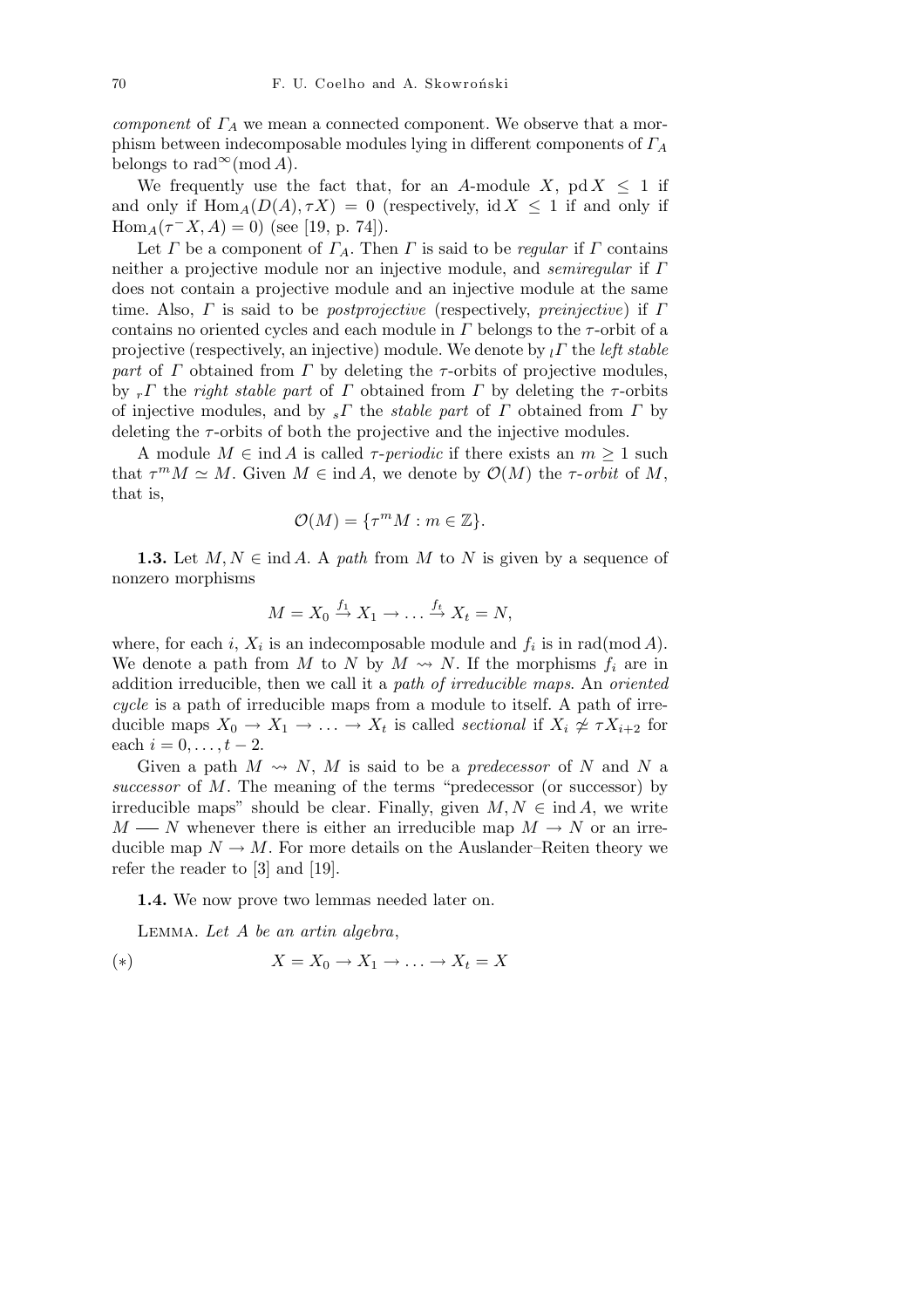*component* of $\Gamma_A$ we mean a connected component. We observe that a morphism between indecomposable modules lying in different components of $\Gamma_A$ belongs to $\operatorname{rad}^\infty(\operatorname{mod} A)$.

We frequently use the fact that, for an $A$-module $X$, $\operatorname{pd} X \le 1$ if and only if $\operatorname{Hom}_A(D(A), \tau X) = 0$ (respectively, $\operatorname{id} X \le 1$ if and only if $\operatorname{Hom}_A(\tau^- X, A) = 0$) (see [19, p. 74]).

Let $\Gamma$ be a component of $\Gamma_A$. Then $\Gamma$ is said to be *regular* if $\Gamma$ contains neither a projective module nor an injective module, and *semiregular* if $\Gamma$ does not contain a projective module and an injective module at the same time. Also, $\Gamma$ is said to be *postprojective* (respectively, *preinjective*) if $\Gamma$ contains no oriented cycles and each module in $\Gamma$ belongs to the $\tau$-orbit of a projective (respectively, an injective) module. We denote by ${}_l\Gamma$ the *left stable part* of $\Gamma$ obtained from $\Gamma$ by deleting the $\tau$-orbits of projective modules, by ${}_r\Gamma$ the *right stable part* of $\Gamma$ obtained from $\Gamma$ by deleting the $\tau$-orbits of injective modules, and by ${}_s\Gamma$ the *stable part* of $\Gamma$ obtained from $\Gamma$ by deleting the $\tau$-orbits of both the projective and the injective modules.

A module $M \in \operatorname{ind} A$ is called *$\tau$-periodic* if there exists an $m \ge 1$ such that $\tau^m M \simeq M$. Given $M \in \operatorname{ind} A$, we denote by $\mathcal{O}(M)$ the *$\tau$-orbit* of $M$, that is,

$$\mathcal{O}(M) = \{\tau^m M : m \in \mathbb{Z}\}.$$

**1.3.** Let $M, N \in \operatorname{ind} A$. A *path* from $M$ to $N$ is given by a sequence of nonzero morphisms

$$M = X_0 \xrightarrow{f_1} X_1 \to \ldots \xrightarrow{f_t} X_t = N,$$

where, for each $i$, $X_i$ is an indecomposable module and $f_i$ is in $\operatorname{rad}(\operatorname{mod} A)$. We denote a path from $M$ to $N$ by $M \rightsquigarrow N$. If the morphisms $f_i$ are in addition irreducible, then we call it a *path of irreducible maps*. An *oriented cycle* is a path of irreducible maps from a module to itself. A path of irreducible maps $X_0 \to X_1 \to \ldots \to X_t$ is called *sectional* if $X_i \not\simeq \tau X_{i+2}$ for each $i = 0, \ldots, t-2$.

Given a path $M \rightsquigarrow N$, $M$ is said to be a *predecessor* of $N$ and $N$ a *successor* of $M$. The meaning of the terms "predecessor (or successor) by irreducible maps" should be clear. Finally, given $M, N \in \operatorname{ind} A$, we write $M$ —— $N$ whenever there is either an irreducible map $M \to N$ or an irreducible map $N \to M$. For more details on the Auslander–Reiten theory we refer the reader to [3] and [19].

**1.4.** We now prove two lemmas needed later on.

Lemma. *Let $A$ be an artin algebra*,

$$(*) \qquad X = X_0 \to X_1 \to \ldots \to X_t = X$$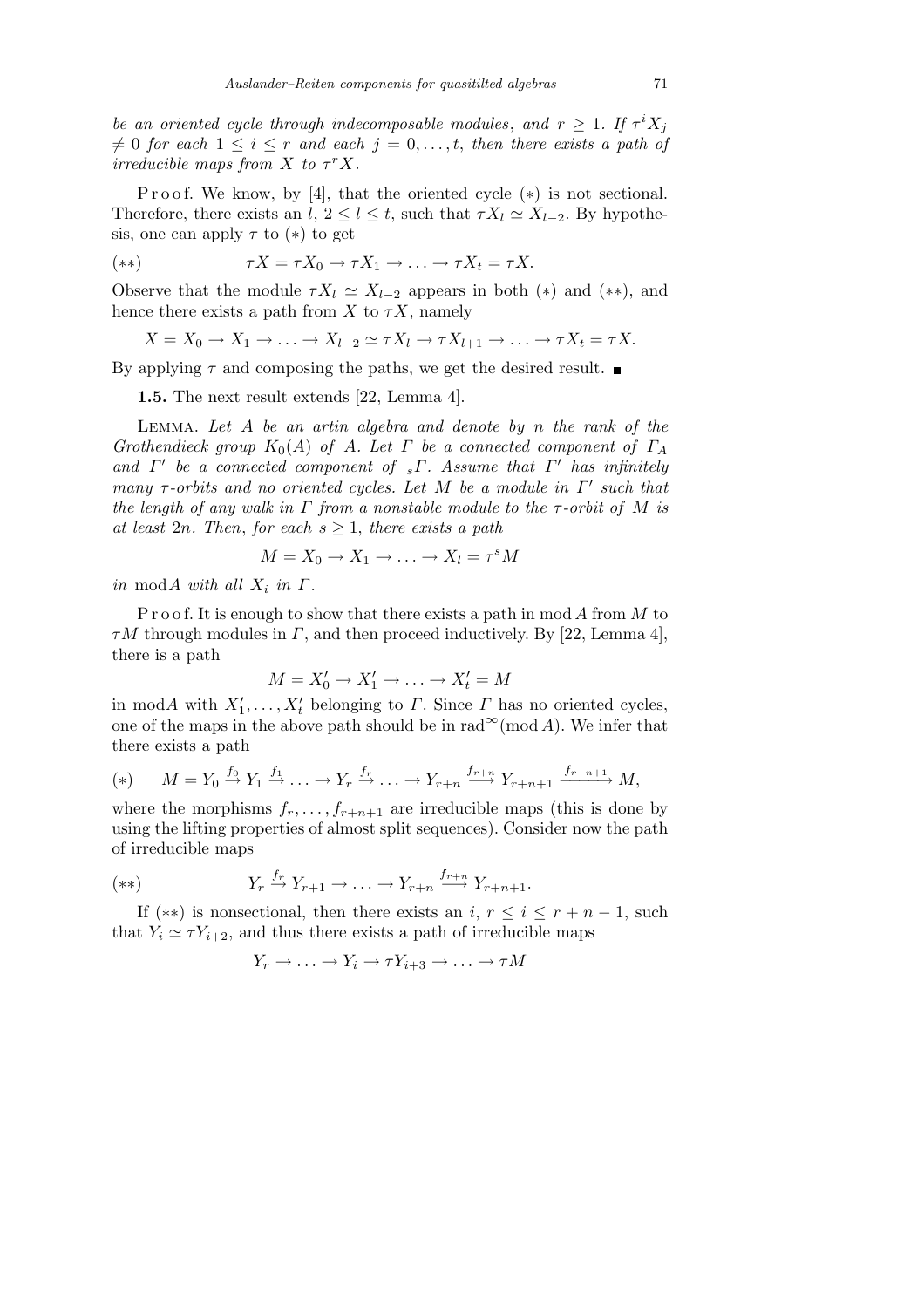*be an oriented cycle through indecomposable modules*, *and* $r \geq 1$. *If* $\tau^i X_j \neq 0$ *for each* $1 \leq i \leq r$ *and each* $j = 0, \ldots, t$, *then there exists a path of irreducible maps from* $X$ *to* $\tau^r X$.

Proof. We know, by [4], that the oriented cycle $(*)$ is not sectional. Therefore, there exists an $l$, $2 \leq l \leq t$, such that $\tau X_l \simeq X_{l-2}$. By hypothesis, one can apply $\tau$ to $(*)$ to get

$$(**) \qquad \tau X = \tau X_0 \to \tau X_1 \to \ldots \to \tau X_t = \tau X.$$

Observe that the module $\tau X_l \simeq X_{l-2}$ appears in both $(*)$ and $(**)$, and hence there exists a path from $X$ to $\tau X$, namely

$$X = X_0 \to X_1 \to \ldots \to X_{l-2} \simeq \tau X_l \to \tau X_{l+1} \to \ldots \to \tau X_t = \tau X.$$

By applying $\tau$ and composing the paths, we get the desired result. ■

**1.5.** The next result extends [22, Lemma 4].

Lemma. *Let* $A$ *be an artin algebra and denote by* $n$ *the rank of the Grothendieck group* $K_0(A)$ *of* $A$. *Let* $\Gamma$ *be a connected component of* $\Gamma_A$ *and* $\Gamma'$ *be a connected component of* ${}_s\Gamma$. *Assume that* $\Gamma'$ *has infinitely many* $\tau$-*orbits and no oriented cycles. Let* $M$ *be a module in* $\Gamma'$ *such that the length of any walk in* $\Gamma$ *from a nonstable module to the* $\tau$-*orbit of* $M$ *is at least* $2n$. *Then*, *for each* $s \geq 1$, *there exists a path*

$$M = X_0 \to X_1 \to \ldots \to X_l = \tau^s M$$

*in* $\operatorname{mod} A$ *with all* $X_i$ *in* $\Gamma$.

Proof. It is enough to show that there exists a path in $\operatorname{mod} A$ from $M$ to $\tau M$ through modules in $\Gamma$, and then proceed inductively. By [22, Lemma 4], there is a path

$$M = X_0' \to X_1' \to \ldots \to X_t' = M$$

in $\operatorname{mod} A$ with $X_1', \ldots, X_t'$ belonging to $\Gamma$. Since $\Gamma$ has no oriented cycles, one of the maps in the above path should be in $\operatorname{rad}^\infty(\operatorname{mod} A)$. We infer that there exists a path

$$(*) \qquad M = Y_0 \xrightarrow{f_0} Y_1 \xrightarrow{f_1} \ldots \to Y_r \xrightarrow{f_r} \ldots \to Y_{r+n} \xrightarrow{f_{r+n}} Y_{r+n+1} \xrightarrow{f_{r+n+1}} M,$$

where the morphisms $f_r, \ldots, f_{r+n+1}$ are irreducible maps (this is done by using the lifting properties of almost split sequences). Consider now the path of irreducible maps

$$(**) \qquad Y_r \xrightarrow{f_r} Y_{r+1} \to \ldots \to Y_{r+n} \xrightarrow{f_{r+n}} Y_{r+n+1}.$$

If $(**)$ is nonsectional, then there exists an $i$, $r \leq i \leq r+n-1$, such that $Y_i \simeq \tau Y_{i+2}$, and thus there exists a path of irreducible maps

$$Y_r \to \ldots \to Y_i \to \tau Y_{i+3} \to \ldots \to \tau M$$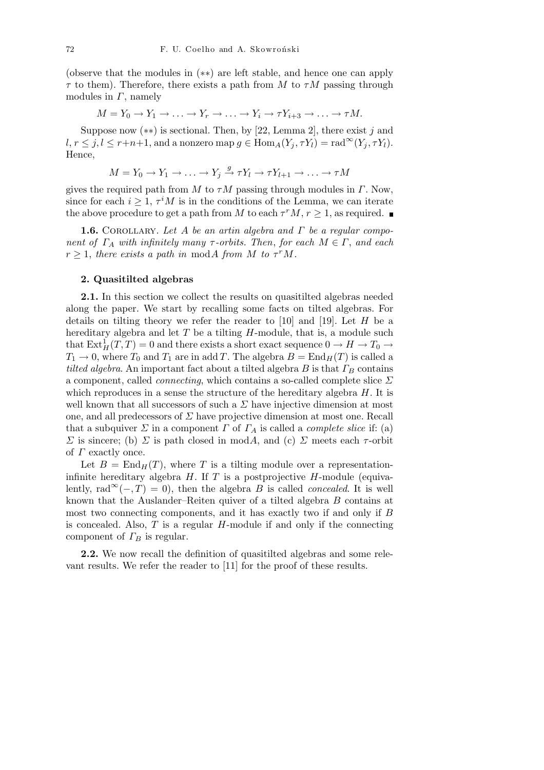(observe that the modules in $(**)$ are left stable, and hence one can apply $\tau$ to them). Therefore, there exists a path from $M$ to $\tau M$ passing through modules in $\Gamma$, namely

$$M = Y_0 \to Y_1 \to \ldots \to Y_r \to \ldots \to Y_i \to \tau Y_{i+3} \to \ldots \to \tau M.$$

Suppose now $(**)$ is sectional. Then, by [22, Lemma 2], there exist $j$ and $l, r \leq j, l \leq r+n+1$, and a nonzero map $g \in \mathrm{Hom}_A(Y_j, \tau Y_l) = \mathrm{rad}^\infty(Y_j, \tau Y_l)$. Hence,

$$M = Y_0 \to Y_1 \to \ldots \to Y_j \xrightarrow{g} \tau Y_l \to \tau Y_{l+1} \to \ldots \to \tau M$$

gives the required path from $M$ to $\tau M$ passing through modules in $\Gamma$. Now, since for each $i \geq 1$, $\tau^i M$ is in the conditions of the Lemma, we can iterate the above procedure to get a path from $M$ to each $\tau^r M$, $r \geq 1$, as required. ∎

**1.6.** Corollary. *Let $A$ be an artin algebra and $\Gamma$ be a regular component of $\Gamma_A$ with infinitely many $\tau$-orbits. Then, for each $M \in \Gamma$, and each $r \geq 1$, there exists a path in* mod$A$ *from $M$ to $\tau^r M$.*

## 2. Quasitilted algebras

**2.1.** In this section we collect the results on quasitilted algebras needed along the paper. We start by recalling some facts on tilted algebras. For details on tilting theory we refer the reader to [10] and [19]. Let $H$ be a hereditary algebra and let $T$ be a tilting $H$-module, that is, a module such that $\mathrm{Ext}^1_H(T, T) = 0$ and there exists a short exact sequence $0 \to H \to T_0 \to T_1 \to 0$, where $T_0$ and $T_1$ are in add $T$. The algebra $B = \mathrm{End}_H(T)$ is called a *tilted algebra*. An important fact about a tilted algebra $B$ is that $\Gamma_B$ contains a component, called *connecting*, which contains a so-called complete slice $\Sigma$ which reproduces in a sense the structure of the hereditary algebra $H$. It is well known that all successors of such a $\Sigma$ have injective dimension at most one, and all predecessors of $\Sigma$ have projective dimension at most one. Recall that a subquiver $\Sigma$ in a component $\Gamma$ of $\Gamma_A$ is called a *complete slice* if: (a) $\Sigma$ is sincere; (b) $\Sigma$ is path closed in mod$A$, and (c) $\Sigma$ meets each $\tau$-orbit of $\Gamma$ exactly once.

Let $B = \mathrm{End}_H(T)$, where $T$ is a tilting module over a representation-infinite hereditary algebra $H$. If $T$ is a postprojective $H$-module (equivalently, $\mathrm{rad}^\infty(-, T) = 0$), then the algebra $B$ is called *concealed*. It is well known that the Auslander–Reiten quiver of a tilted algebra $B$ contains at most two connecting components, and it has exactly two if and only if $B$ is concealed. Also, $T$ is a regular $H$-module if and only if the connecting component of $\Gamma_B$ is regular.

**2.2.** We now recall the definition of quasitilted algebras and some relevant results. We refer the reader to [11] for the proof of these results.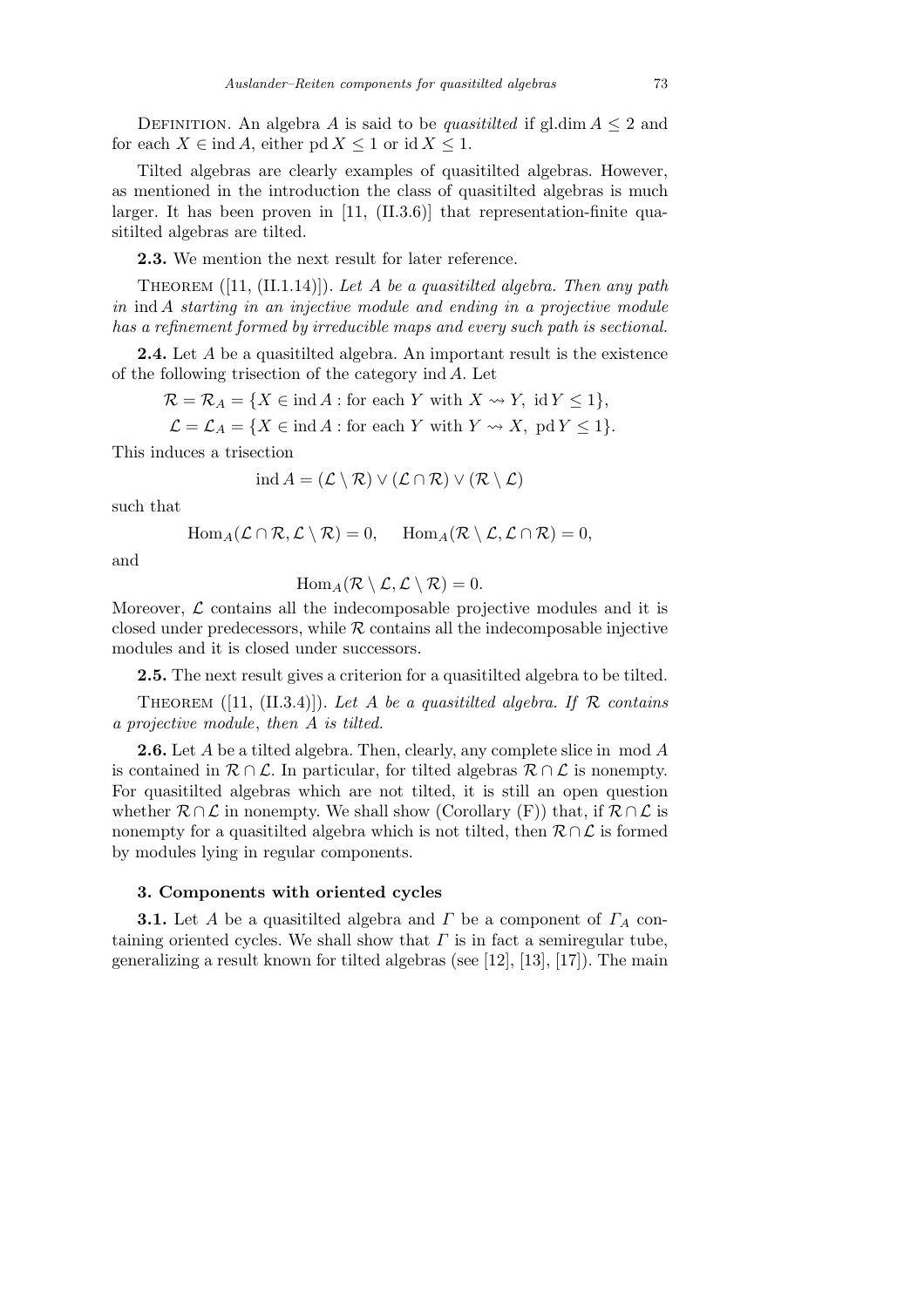Definition. An algebra $A$ is said to be *quasitilted* if $\mathrm{gl.dim}\, A \le 2$ and for each $X \in \mathrm{ind}\, A$, either $\mathrm{pd}\, X \le 1$ or $\mathrm{id}\, X \le 1$.

Tilted algebras are clearly examples of quasitilted algebras. However, as mentioned in the introduction the class of quasitilted algebras is much larger. It has been proven in [11, (II.3.6)] that representation-finite quasitilted algebras are tilted.

**2.3.** We mention the next result for later reference.

Theorem ([11, (II.1.14)]). *Let $A$ be a quasitilted algebra. Then any path in* $\mathrm{ind}\, A$ *starting in an injective module and ending in a projective module has a refinement formed by irreducible maps and every such path is sectional.*

**2.4.** Let $A$ be a quasitilted algebra. An important result is the existence of the following trisection of the category $\mathrm{ind}\, A$. Let

$$\mathcal{R} = \mathcal{R}_A = \{X \in \mathrm{ind}\, A : \text{for each } Y \text{ with } X \rightsquigarrow Y,\ \mathrm{id}\, Y \le 1\},$$

$$\mathcal{L} = \mathcal{L}_A = \{X \in \mathrm{ind}\, A : \text{for each } Y \text{ with } Y \rightsquigarrow X,\ \mathrm{pd}\, Y \le 1\}.$$

This induces a trisection

$$\mathrm{ind}\, A = (\mathcal{L} \setminus \mathcal{R}) \vee (\mathcal{L} \cap \mathcal{R}) \vee (\mathcal{R} \setminus \mathcal{L})$$

such that

$$\mathrm{Hom}_A(\mathcal{L} \cap \mathcal{R}, \mathcal{L} \setminus \mathcal{R}) = 0, \qquad \mathrm{Hom}_A(\mathcal{R} \setminus \mathcal{L}, \mathcal{L} \cap \mathcal{R}) = 0,$$

and

$$\mathrm{Hom}_A(\mathcal{R} \setminus \mathcal{L}, \mathcal{L} \setminus \mathcal{R}) = 0.$$

Moreover, $\mathcal{L}$ contains all the indecomposable projective modules and it is closed under predecessors, while $\mathcal{R}$ contains all the indecomposable injective modules and it is closed under successors.

**2.5.** The next result gives a criterion for a quasitilted algebra to be tilted.

Theorem ([11, (II.3.4)]). *Let $A$ be a quasitilted algebra. If $\mathcal{R}$ contains a projective module*, *then $A$ is tilted.*

**2.6.** Let $A$ be a tilted algebra. Then, clearly, any complete slice in $\mathrm{mod}\, A$ is contained in $\mathcal{R} \cap \mathcal{L}$. In particular, for tilted algebras $\mathcal{R} \cap \mathcal{L}$ is nonempty. For quasitilted algebras which are not tilted, it is still an open question whether $\mathcal{R} \cap \mathcal{L}$ in nonempty. We shall show (Corollary (F)) that, if $\mathcal{R} \cap \mathcal{L}$ is nonempty for a quasitilted algebra which is not tilted, then $\mathcal{R} \cap \mathcal{L}$ is formed by modules lying in regular components.

### 3. Components with oriented cycles

**3.1.** Let $A$ be a quasitilted algebra and $\Gamma$ be a component of $\Gamma_A$ containing oriented cycles. We shall show that $\Gamma$ is in fact a semiregular tube, generalizing a result known for tilted algebras (see [12], [13], [17]). The main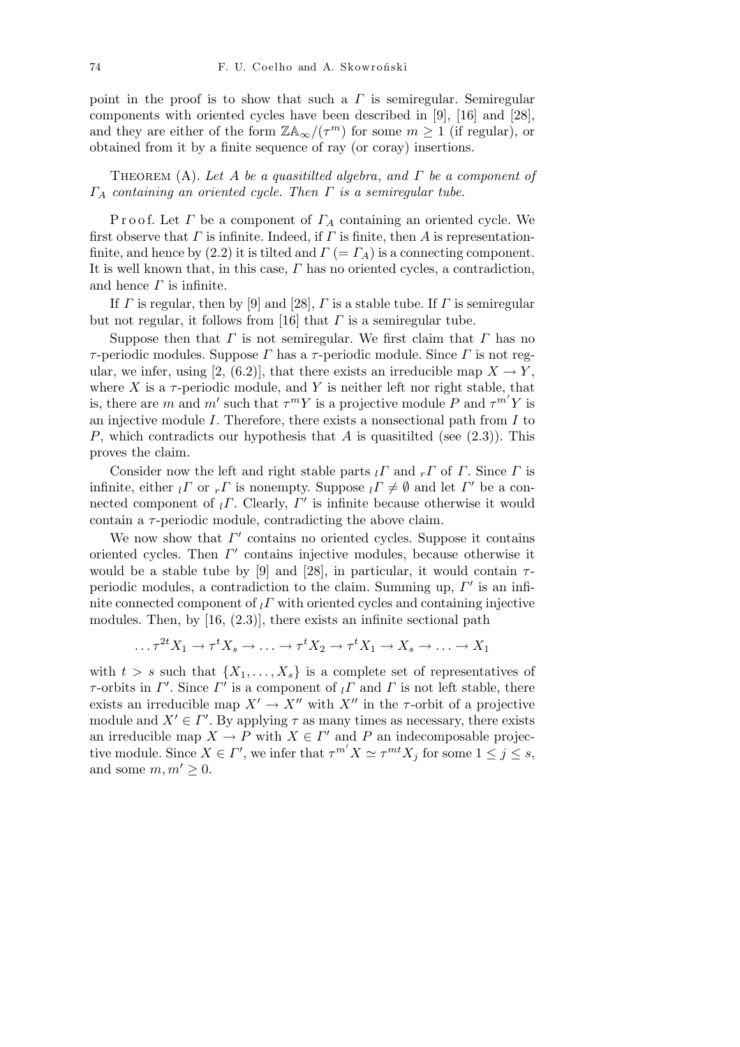point in the proof is to show that such a $\Gamma$ is semiregular. Semiregular components with oriented cycles have been described in [9], [16] and [28], and they are either of the form $\mathbb{Z}\mathbb{A}_\infty/(\tau^m)$ for some $m \geq 1$ (if regular), or obtained from it by a finite sequence of ray (or coray) insertions.

Theorem (A). *Let $A$ be a quasitilted algebra, and $\Gamma$ be a component of $\Gamma_A$ containing an oriented cycle. Then $\Gamma$ is a semiregular tube.*

Proof. Let $\Gamma$ be a component of $\Gamma_A$ containing an oriented cycle. We first observe that $\Gamma$ is infinite. Indeed, if $\Gamma$ is finite, then $A$ is representation-finite, and hence by (2.2) it is tilted and $\Gamma$ $(= \Gamma_A)$ is a connecting component. It is well known that, in this case, $\Gamma$ has no oriented cycles, a contradiction, and hence $\Gamma$ is infinite.

If $\Gamma$ is regular, then by [9] and [28], $\Gamma$ is a stable tube. If $\Gamma$ is semiregular but not regular, it follows from [16] that $\Gamma$ is a semiregular tube.

Suppose then that $\Gamma$ is not semiregular. We first claim that $\Gamma$ has no $\tau$-periodic modules. Suppose $\Gamma$ has a $\tau$-periodic module. Since $\Gamma$ is not regular, we infer, using [2, (6.2)], that there exists an irreducible map $X \to Y$, where $X$ is a $\tau$-periodic module, and $Y$ is neither left nor right stable, that is, there are $m$ and $m'$ such that $\tau^m Y$ is a projective module $P$ and $\tau^{m'} Y$ is an injective module $I$. Therefore, there exists a nonsectional path from $I$ to $P$, which contradicts our hypothesis that $A$ is quasitilted (see (2.3)). This proves the claim.

Consider now the left and right stable parts ${}_l\Gamma$ and ${}_r\Gamma$ of $\Gamma$. Since $\Gamma$ is infinite, either ${}_l\Gamma$ or ${}_r\Gamma$ is nonempty. Suppose ${}_l\Gamma \neq \emptyset$ and let $\Gamma'$ be a connected component of ${}_l\Gamma$. Clearly, $\Gamma'$ is infinite because otherwise it would contain a $\tau$-periodic module, contradicting the above claim.

We now show that $\Gamma'$ contains no oriented cycles. Suppose it contains oriented cycles. Then $\Gamma'$ contains injective modules, because otherwise it would be a stable tube by [9] and [28], in particular, it would contain $\tau$-periodic modules, a contradiction to the claim. Summing up, $\Gamma'$ is an infinite connected component of ${}_l\Gamma$ with oriented cycles and containing injective modules. Then, by [16, (2.3)], there exists an infinite sectional path

$$\ldots \tau^{2t} X_1 \to \tau^t X_s \to \ldots \to \tau^t X_2 \to \tau^t X_1 \to X_s \to \ldots \to X_1$$

with $t > s$ such that $\{X_1, \ldots, X_s\}$ is a complete set of representatives of $\tau$-orbits in $\Gamma'$. Since $\Gamma'$ is a component of ${}_l\Gamma$ and $\Gamma$ is not left stable, there exists an irreducible map $X' \to X''$ with $X''$ in the $\tau$-orbit of a projective module and $X' \in \Gamma'$. By applying $\tau$ as many times as necessary, there exists an irreducible map $X \to P$ with $X \in \Gamma'$ and $P$ an indecomposable projective module. Since $X \in \Gamma'$, we infer that $\tau^{m'} X \simeq \tau^{mt} X_j$ for some $1 \leq j \leq s$, and some $m, m' \geq 0$.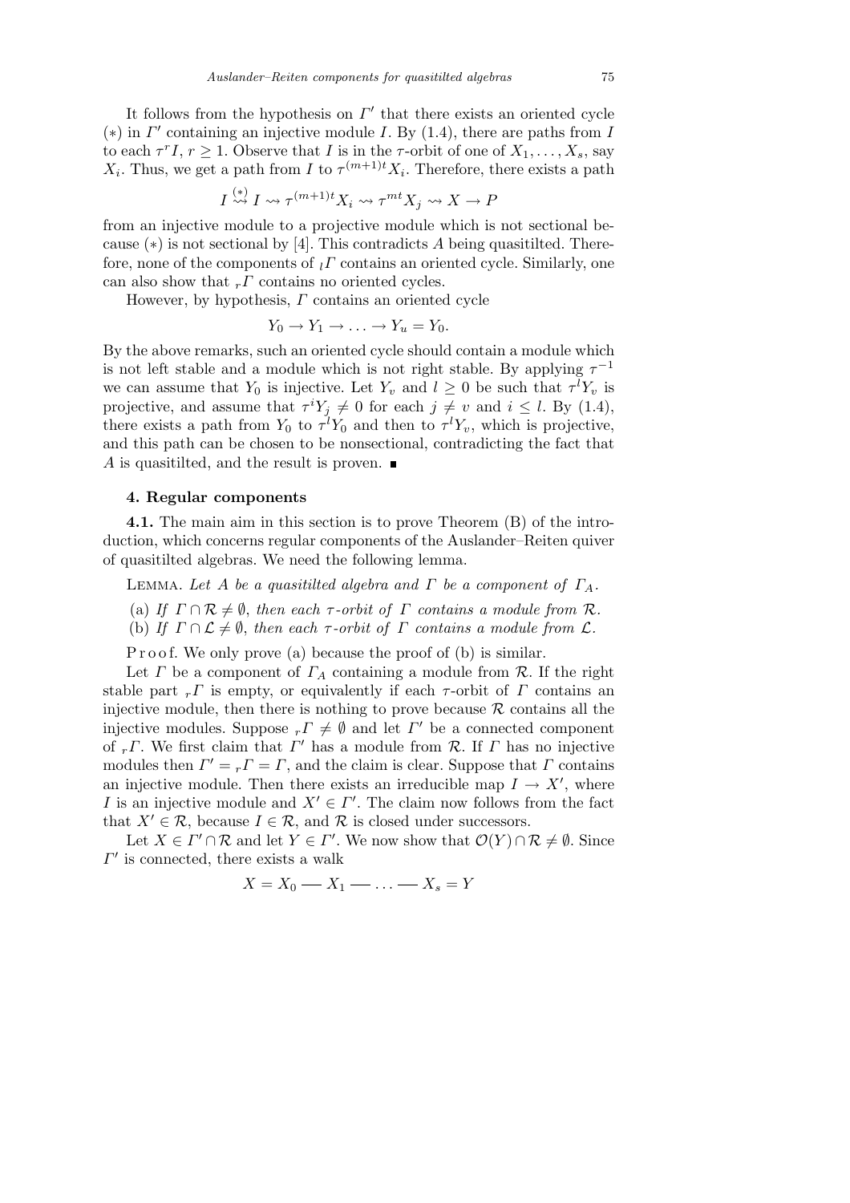It follows from the hypothesis on $\Gamma'$ that there exists an oriented cycle $(*)$ in $\Gamma'$ containing an injective module $I$. By (1.4), there are paths from $I$ to each $\tau^r I$, $r \geq 1$. Observe that $I$ is in the $\tau$-orbit of one of $X_1, \ldots, X_s$, say $X_i$. Thus, we get a path from $I$ to $\tau^{(m+1)t} X_i$. Therefore, there exists a path

$$I \overset{(*)}{\rightsquigarrow} I \rightsquigarrow \tau^{(m+1)t} X_i \rightsquigarrow \tau^{mt} X_j \rightsquigarrow X \to P$$

from an injective module to a projective module which is not sectional because $(*)$ is not sectional by [4]. This contradicts $A$ being quasitilted. Therefore, none of the components of ${}_l\Gamma$ contains an oriented cycle. Similarly, one can also show that ${}_r\Gamma$ contains no oriented cycles.

However, by hypothesis, $\Gamma$ contains an oriented cycle

$$Y_0 \to Y_1 \to \ldots \to Y_u = Y_0.$$

By the above remarks, such an oriented cycle should contain a module which is not left stable and a module which is not right stable. By applying $\tau^{-1}$ we can assume that $Y_0$ is injective. Let $Y_v$ and $l \geq 0$ be such that $\tau^l Y_v$ is projective, and assume that $\tau^i Y_j \neq 0$ for each $j \neq v$ and $i \leq l$. By (1.4), there exists a path from $Y_0$ to $\tau^l Y_0$ and then to $\tau^l Y_v$, which is projective, and this path can be chosen to be nonsectional, contradicting the fact that $A$ is quasitilted, and the result is proven. ∎

## 4. Regular components

**4.1.** The main aim in this section is to prove Theorem (B) of the introduction, which concerns regular components of the Auslander–Reiten quiver of quasitilted algebras. We need the following lemma.

Lemma. *Let $A$ be a quasitilted algebra and $\Gamma$ be a component of $\Gamma_A$.*

(a) *If $\Gamma \cap \mathcal{R} \neq \emptyset$, then each $\tau$-orbit of $\Gamma$ contains a module from $\mathcal{R}$.*

(b) *If $\Gamma \cap \mathcal{L} \neq \emptyset$, then each $\tau$-orbit of $\Gamma$ contains a module from $\mathcal{L}$.*

Proof. We only prove (a) because the proof of (b) is similar.

Let $\Gamma$ be a component of $\Gamma_A$ containing a module from $\mathcal{R}$. If the right stable part ${}_r\Gamma$ is empty, or equivalently if each $\tau$-orbit of $\Gamma$ contains an injective module, then there is nothing to prove because $\mathcal{R}$ contains all the injective modules. Suppose ${}_r\Gamma \neq \emptyset$ and let $\Gamma'$ be a connected component of ${}_r\Gamma$. We first claim that $\Gamma'$ has a module from $\mathcal{R}$. If $\Gamma$ has no injective modules then $\Gamma' = {}_r\Gamma = \Gamma$, and the claim is clear. Suppose that $\Gamma$ contains an injective module. Then there exists an irreducible map $I \to X'$, where $I$ is an injective module and $X' \in \Gamma'$. The claim now follows from the fact that $X' \in \mathcal{R}$, because $I \in \mathcal{R}$, and $\mathcal{R}$ is closed under successors.

Let $X \in \Gamma' \cap \mathcal{R}$ and let $Y \in \Gamma'$. We now show that $\mathcal{O}(Y) \cap \mathcal{R} \neq \emptyset$. Since $\Gamma'$ is connected, there exists a walk

$$X = X_0 \;—\; X_1 \;—\; \ldots \;—\; X_s = Y$$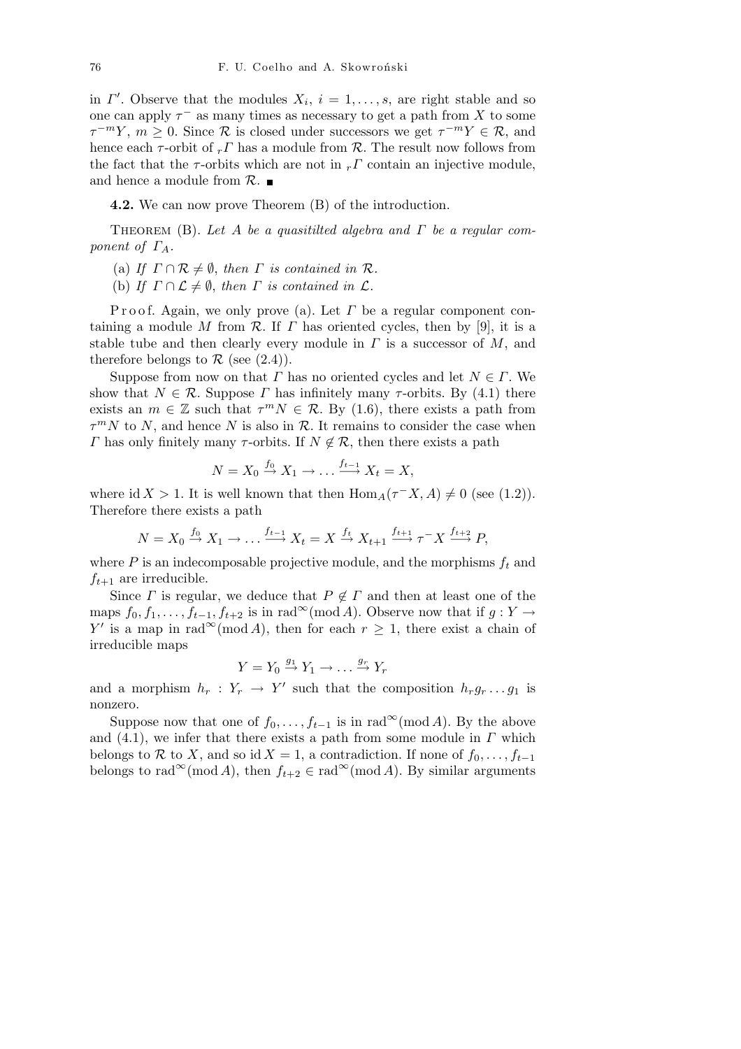in $\Gamma'$. Observe that the modules $X_i$, $i = 1, \ldots, s$, are right stable and so one can apply $\tau^-$ as many times as necessary to get a path from $X$ to some $\tau^{-m}Y$, $m \geq 0$. Since $\mathcal{R}$ is closed under successors we get $\tau^{-m}Y \in \mathcal{R}$, and hence each $\tau$-orbit of ${}_r\Gamma$ has a module from $\mathcal{R}$. The result now follows from the fact that the $\tau$-orbits which are not in ${}_r\Gamma$ contain an injective module, and hence a module from $\mathcal{R}$. ∎

**4.2.** We can now prove Theorem (B) of the introduction.

Theorem (B). *Let $A$ be a quasitilted algebra and $\Gamma$ be a regular component of $\Gamma_A$.*

(a) *If $\Gamma \cap \mathcal{R} \neq \emptyset$, then $\Gamma$ is contained in $\mathcal{R}$.*

(b) *If $\Gamma \cap \mathcal{L} \neq \emptyset$, then $\Gamma$ is contained in $\mathcal{L}$.*

Proof. Again, we only prove (a). Let $\Gamma$ be a regular component containing a module $M$ from $\mathcal{R}$. If $\Gamma$ has oriented cycles, then by [9], it is a stable tube and then clearly every module in $\Gamma$ is a successor of $M$, and therefore belongs to $\mathcal{R}$ (see (2.4)).

Suppose from now on that $\Gamma$ has no oriented cycles and let $N \in \Gamma$. We show that $N \in \mathcal{R}$. Suppose $\Gamma$ has infinitely many $\tau$-orbits. By (4.1) there exists an $m \in \mathbb{Z}$ such that $\tau^m N \in \mathcal{R}$. By (1.6), there exists a path from $\tau^m N$ to $N$, and hence $N$ is also in $\mathcal{R}$. It remains to consider the case when $\Gamma$ has only finitely many $\tau$-orbits. If $N \notin \mathcal{R}$, then there exists a path

$$N = X_0 \xrightarrow{f_0} X_1 \to \ldots \xrightarrow{f_{t-1}} X_t = X,$$

where $\operatorname{id} X > 1$. It is well known that then $\operatorname{Hom}_A(\tau^- X, A) \neq 0$ (see (1.2)). Therefore there exists a path

$$N = X_0 \xrightarrow{f_0} X_1 \to \ldots \xrightarrow{f_{t-1}} X_t = X \xrightarrow{f_t} X_{t+1} \xrightarrow{f_{t+1}} \tau^- X \xrightarrow{f_{t+2}} P,$$

where $P$ is an indecomposable projective module, and the morphisms $f_t$ and $f_{t+1}$ are irreducible.

Since $\Gamma$ is regular, we deduce that $P \notin \Gamma$ and then at least one of the maps $f_0, f_1, \ldots, f_{t-1}, f_{t+2}$ is in $\operatorname{rad}^\infty(\operatorname{mod} A)$. Observe now that if $g : Y \to Y'$ is a map in $\operatorname{rad}^\infty(\operatorname{mod} A)$, then for each $r \geq 1$, there exist a chain of irreducible maps

$$Y = Y_0 \xrightarrow{g_1} Y_1 \to \ldots \xrightarrow{g_r} Y_r$$

and a morphism $h_r : Y_r \to Y'$ such that the composition $h_r g_r \ldots g_1$ is nonzero.

Suppose now that one of $f_0, \ldots, f_{t-1}$ is in $\operatorname{rad}^\infty(\operatorname{mod} A)$. By the above and (4.1), we infer that there exists a path from some module in $\Gamma$ which belongs to $\mathcal{R}$ to $X$, and so $\operatorname{id} X = 1$, a contradiction. If none of $f_0, \ldots, f_{t-1}$ belongs to $\operatorname{rad}^\infty(\operatorname{mod} A)$, then $f_{t+2} \in \operatorname{rad}^\infty(\operatorname{mod} A)$. By similar arguments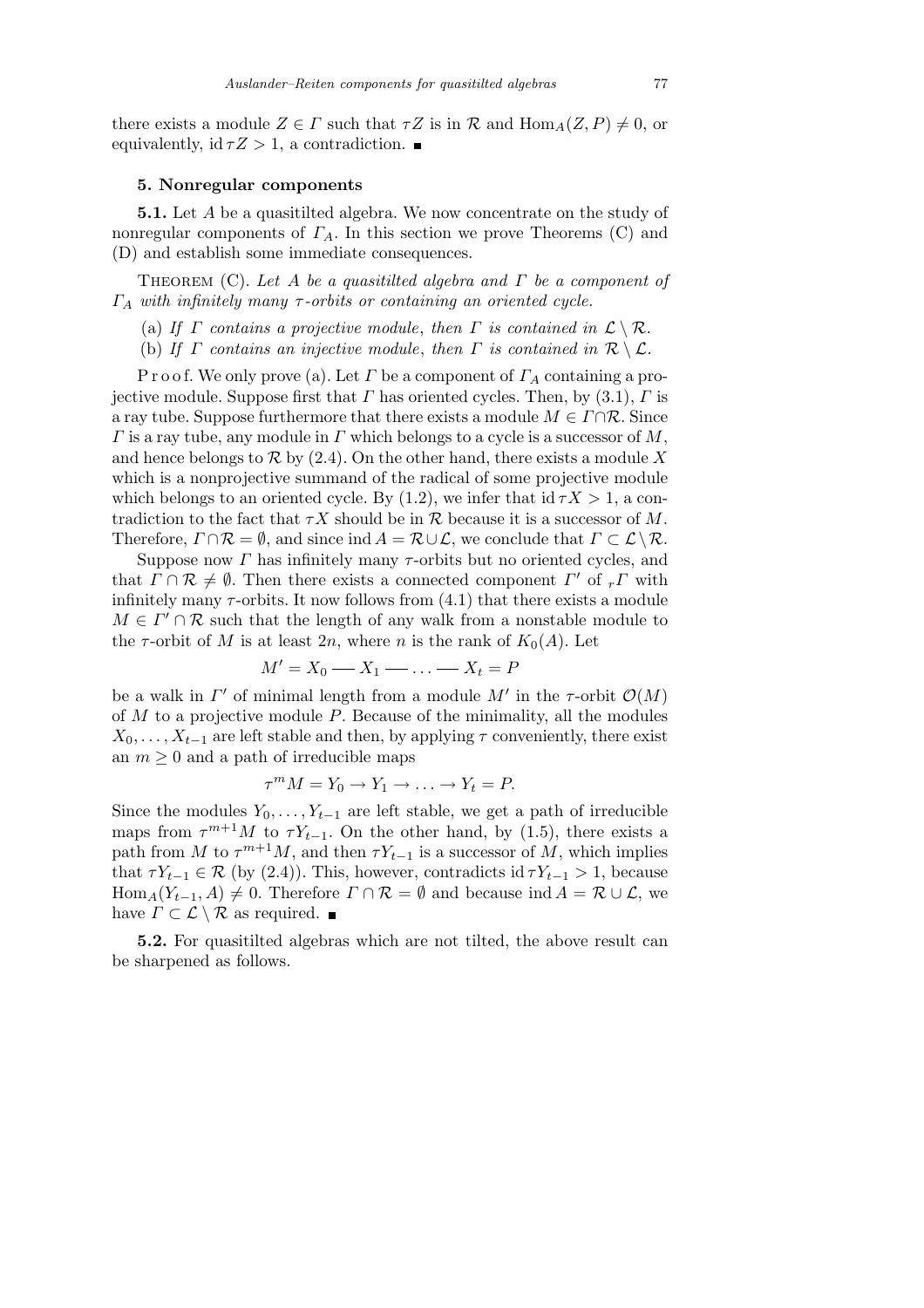there exists a module $Z \in \Gamma$ such that $\tau Z$ is in $\mathcal{R}$ and $\operatorname{Hom}_A(Z, P) \neq 0$, or equivalently, $\operatorname{id} \tau Z > 1$, a contradiction. ∎

## 5. Nonregular components

**5.1.** Let $A$ be a quasitilted algebra. We now concentrate on the study of nonregular components of $\Gamma_A$. In this section we prove Theorems (C) and (D) and establish some immediate consequences.

Theorem (C). *Let $A$ be a quasitilted algebra and $\Gamma$ be a component of $\Gamma_A$ with infinitely many $\tau$-orbits or containing an oriented cycle.*

(a) *If $\Gamma$ contains a projective module, then $\Gamma$ is contained in $\mathcal{L} \setminus \mathcal{R}$.*

(b) *If $\Gamma$ contains an injective module, then $\Gamma$ is contained in $\mathcal{R} \setminus \mathcal{L}$.*

Proof. We only prove (a). Let $\Gamma$ be a component of $\Gamma_A$ containing a projective module. Suppose first that $\Gamma$ has oriented cycles. Then, by (3.1), $\Gamma$ is a ray tube. Suppose furthermore that there exists a module $M \in \Gamma \cap \mathcal{R}$. Since $\Gamma$ is a ray tube, any module in $\Gamma$ which belongs to a cycle is a successor of $M$, and hence belongs to $\mathcal{R}$ by (2.4). On the other hand, there exists a module $X$ which is a nonprojective summand of the radical of some projective module which belongs to an oriented cycle. By (1.2), we infer that $\operatorname{id} \tau X > 1$, a contradiction to the fact that $\tau X$ should be in $\mathcal{R}$ because it is a successor of $M$. Therefore, $\Gamma \cap \mathcal{R} = \emptyset$, and since $\operatorname{ind} A = \mathcal{R} \cup \mathcal{L}$, we conclude that $\Gamma \subset \mathcal{L} \setminus \mathcal{R}$.

Suppose now $\Gamma$ has infinitely many $\tau$-orbits but no oriented cycles, and that $\Gamma \cap \mathcal{R} \neq \emptyset$. Then there exists a connected component $\Gamma'$ of ${}_r\Gamma$ with infinitely many $\tau$-orbits. It now follows from (4.1) that there exists a module $M \in \Gamma' \cap \mathcal{R}$ such that the length of any walk from a nonstable module to the $\tau$-orbit of $M$ is at least $2n$, where $n$ is the rank of $K_0(A)$. Let

$$M' = X_0 \longrightarrow X_1 \longrightarrow \ldots \longrightarrow X_t = P$$

be a walk in $\Gamma'$ of minimal length from a module $M'$ in the $\tau$-orbit $\mathcal{O}(M)$ of $M$ to a projective module $P$. Because of the minimality, all the modules $X_0, \ldots, X_{t-1}$ are left stable and then, by applying $\tau$ conveniently, there exist an $m \geq 0$ and a path of irreducible maps

$$\tau^m M = Y_0 \to Y_1 \to \ldots \to Y_t = P.$$

Since the modules $Y_0, \ldots, Y_{t-1}$ are left stable, we get a path of irreducible maps from $\tau^{m+1} M$ to $\tau Y_{t-1}$. On the other hand, by (1.5), there exists a path from $M$ to $\tau^{m+1} M$, and then $\tau Y_{t-1}$ is a successor of $M$, which implies that $\tau Y_{t-1} \in \mathcal{R}$ (by (2.4)). This, however, contradicts $\operatorname{id} \tau Y_{t-1} > 1$, because $\operatorname{Hom}_A(Y_{t-1}, A) \neq 0$. Therefore $\Gamma \cap \mathcal{R} = \emptyset$ and because $\operatorname{ind} A = \mathcal{R} \cup \mathcal{L}$, we have $\Gamma \subset \mathcal{L} \setminus \mathcal{R}$ as required. ∎

**5.2.** For quasitilted algebras which are not tilted, the above result can be sharpened as follows.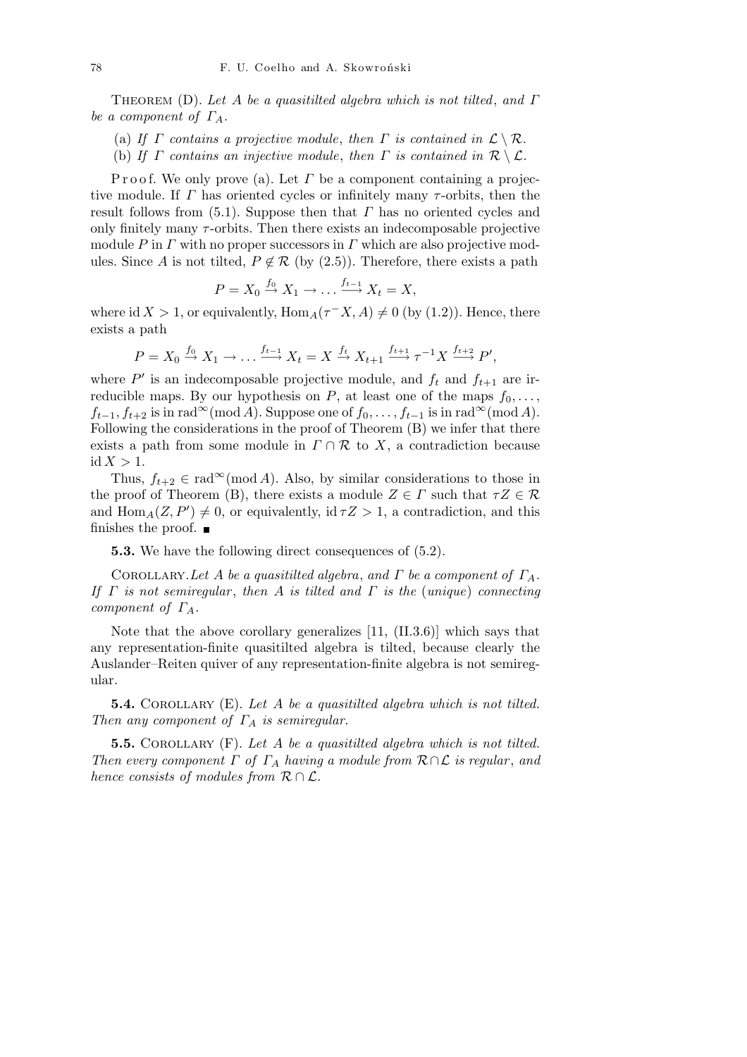Theorem (D). *Let $A$ be a quasitilted algebra which is not tilted, and $\Gamma$ be a component of $\Gamma_A$.*

(a) *If $\Gamma$ contains a projective module, then $\Gamma$ is contained in $\mathcal{L} \setminus \mathcal{R}$.*
(b) *If $\Gamma$ contains an injective module, then $\Gamma$ is contained in $\mathcal{R} \setminus \mathcal{L}$.*

Proof. We only prove (a). Let $\Gamma$ be a component containing a projective module. If $\Gamma$ has oriented cycles or infinitely many $\tau$-orbits, then the result follows from (5.1). Suppose then that $\Gamma$ has no oriented cycles and only finitely many $\tau$-orbits. Then there exists an indecomposable projective module $P$ in $\Gamma$ with no proper successors in $\Gamma$ which are also projective modules. Since $A$ is not tilted, $P \notin \mathcal{R}$ (by (2.5)). Therefore, there exists a path

$$P = X_0 \xrightarrow{f_0} X_1 \to \ldots \xrightarrow{f_{t-1}} X_t = X,$$

where $\operatorname{id} X > 1$, or equivalently, $\operatorname{Hom}_A(\tau^- X, A) \neq 0$ (by (1.2)). Hence, there exists a path

$$P = X_0 \xrightarrow{f_0} X_1 \to \ldots \xrightarrow{f_{t-1}} X_t = X \xrightarrow{f_t} X_{t+1} \xrightarrow{f_{t+1}} \tau^{-1} X \xrightarrow{f_{t+2}} P',$$

where $P'$ is an indecomposable projective module, and $f_t$ and $f_{t+1}$ are irreducible maps. By our hypothesis on $P$, at least one of the maps $f_0, \ldots, f_{t-1}, f_{t+2}$ is in $\operatorname{rad}^\infty(\operatorname{mod} A)$. Suppose one of $f_0, \ldots, f_{t-1}$ is in $\operatorname{rad}^\infty(\operatorname{mod} A)$. Following the considerations in the proof of Theorem (B) we infer that there exists a path from some module in $\Gamma \cap \mathcal{R}$ to $X$, a contradiction because $\operatorname{id} X > 1$.

Thus, $f_{t+2} \in \operatorname{rad}^\infty(\operatorname{mod} A)$. Also, by similar considerations to those in the proof of Theorem (B), there exists a module $Z \in \Gamma$ such that $\tau Z \in \mathcal{R}$ and $\operatorname{Hom}_A(Z, P') \neq 0$, or equivalently, $\operatorname{id} \tau Z > 1$, a contradiction, and this finishes the proof. ∎

**5.3.** We have the following direct consequences of (5.2).

Corollary. *Let $A$ be a quasitilted algebra, and $\Gamma$ be a component of $\Gamma_A$. If $\Gamma$ is not semiregular, then $A$ is tilted and $\Gamma$ is the (unique) connecting component of $\Gamma_A$.*

Note that the above corollary generalizes [11, (II.3.6)] which says that any representation-finite quasitilted algebra is tilted, because clearly the Auslander–Reiten quiver of any representation-finite algebra is not semiregular.

**5.4.** Corollary (E). *Let $A$ be a quasitilted algebra which is not tilted. Then any component of $\Gamma_A$ is semiregular.*

**5.5.** Corollary (F). *Let $A$ be a quasitilted algebra which is not tilted. Then every component $\Gamma$ of $\Gamma_A$ having a module from $\mathcal{R} \cap \mathcal{L}$ is regular, and hence consists of modules from $\mathcal{R} \cap \mathcal{L}$.*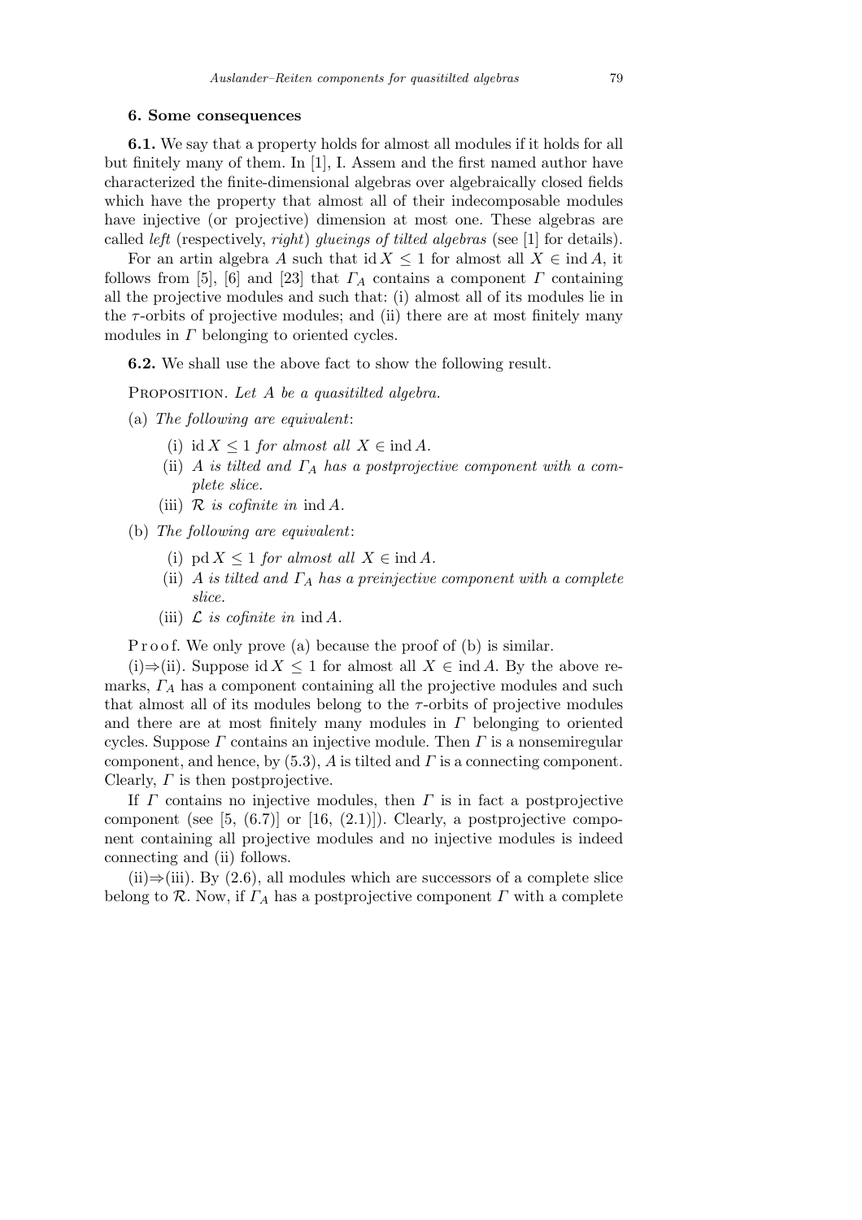## 6. Some consequences

**6.1.** We say that a property holds for almost all modules if it holds for all but finitely many of them. In [1], I. Assem and the first named author have characterized the finite-dimensional algebras over algebraically closed fields which have the property that almost all of their indecomposable modules have injective (or projective) dimension at most one. These algebras are called *left* (respectively, *right*) *glueings of tilted algebras* (see [1] for details).

For an artin algebra $A$ such that $\operatorname{id} X \le 1$ for almost all $X \in \operatorname{ind} A$, it follows from [5], [6] and [23] that $\Gamma_A$ contains a component $\Gamma$ containing all the projective modules and such that: (i) almost all of its modules lie in the $\tau$-orbits of projective modules; and (ii) there are at most finitely many modules in $\Gamma$ belonging to oriented cycles.

**6.2.** We shall use the above fact to show the following result.

Proposition. *Let $A$ be a quasitilted algebra.*

(a) *The following are equivalent*:

- (i) $\operatorname{id} X \le 1$ *for almost all* $X \in \operatorname{ind} A$.
- (ii) *$A$ is tilted and $\Gamma_A$ has a postprojective component with a complete slice.*
- (iii) *$\mathcal{R}$ is cofinite in* $\operatorname{ind} A$.

(b) *The following are equivalent*:

- (i) $\operatorname{pd} X \le 1$ *for almost all* $X \in \operatorname{ind} A$.
- (ii) *$A$ is tilted and $\Gamma_A$ has a preinjective component with a complete slice.*
- (iii) *$\mathcal{L}$ is cofinite in* $\operatorname{ind} A$.

Proof. We only prove (a) because the proof of (b) is similar.

(i)$\Rightarrow$(ii). Suppose $\operatorname{id} X \le 1$ for almost all $X \in \operatorname{ind} A$. By the above remarks, $\Gamma_A$ has a component containing all the projective modules and such that almost all of its modules belong to the $\tau$-orbits of projective modules and there are at most finitely many modules in $\Gamma$ belonging to oriented cycles. Suppose $\Gamma$ contains an injective module. Then $\Gamma$ is a nonsemiregular component, and hence, by (5.3), $A$ is tilted and $\Gamma$ is a connecting component. Clearly, $\Gamma$ is then postprojective.

If $\Gamma$ contains no injective modules, then $\Gamma$ is in fact a postprojective component (see [5, (6.7)] or [16, (2.1)]). Clearly, a postprojective component containing all projective modules and no injective modules is indeed connecting and (ii) follows.

(ii)$\Rightarrow$(iii). By (2.6), all modules which are successors of a complete slice belong to $\mathcal{R}$. Now, if $\Gamma_A$ has a postprojective component $\Gamma$ with a complete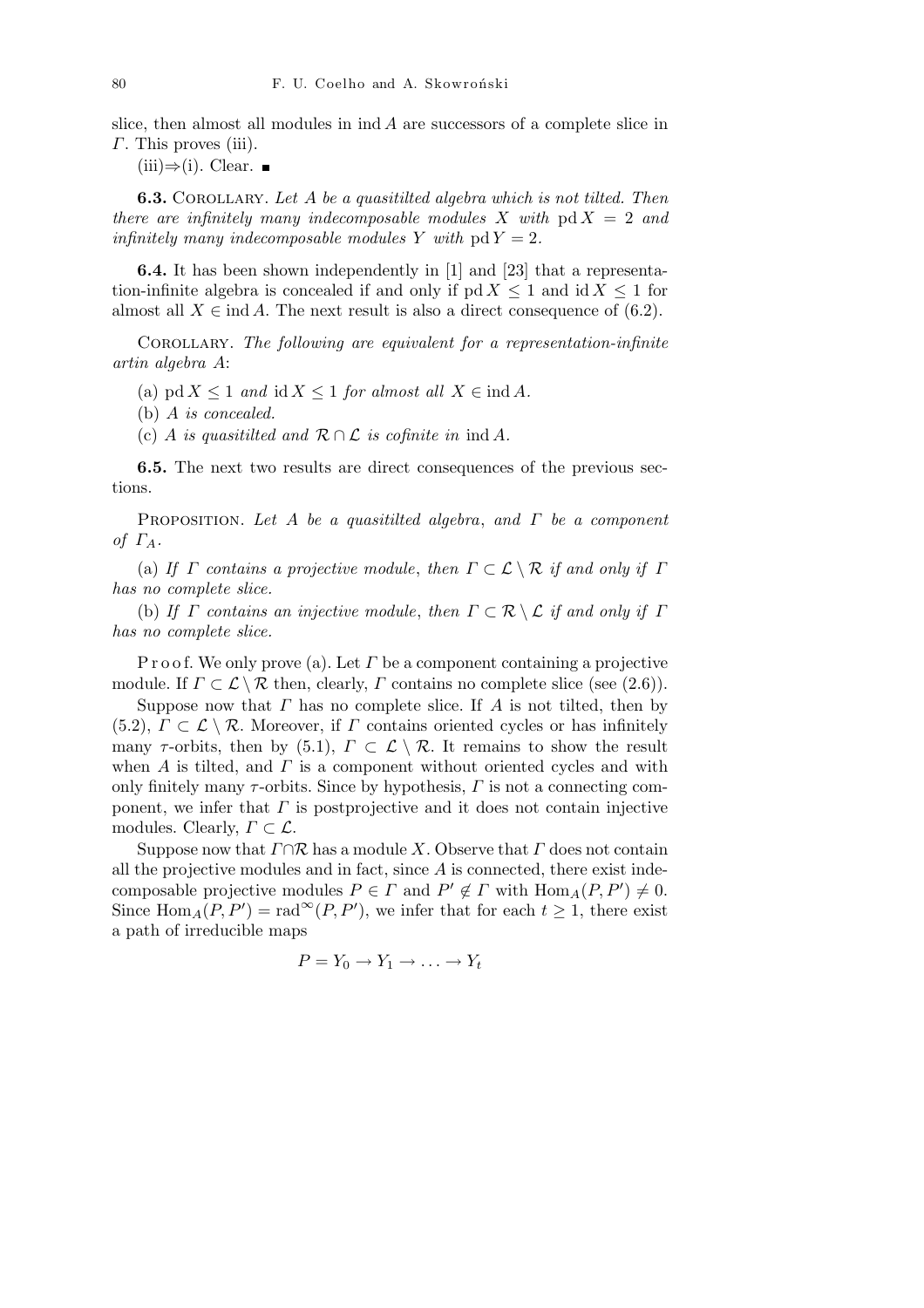slice, then almost all modules in $\operatorname{ind} A$ are successors of a complete slice in $\Gamma$. This proves (iii).

(iii)⇒(i). Clear. ■

**6.3.** Corollary. *Let $A$ be a quasitilted algebra which is not tilted. Then there are infinitely many indecomposable modules $X$ with* $\operatorname{pd} X = 2$ *and infinitely many indecomposable modules $Y$ with* $\operatorname{pd} Y = 2$.

**6.4.** It has been shown independently in [1] and [23] that a representation-infinite algebra is concealed if and only if $\operatorname{pd} X \leq 1$ and $\operatorname{id} X \leq 1$ for almost all $X \in \operatorname{ind} A$. The next result is also a direct consequence of (6.2).

Corollary. *The following are equivalent for a representation-infinite artin algebra $A$*:

(a) $\operatorname{pd} X \leq 1$ *and* $\operatorname{id} X \leq 1$ *for almost all* $X \in \operatorname{ind} A$.

(b) *$A$ is concealed.*

(c) *$A$ is quasitilted and $\mathcal{R} \cap \mathcal{L}$ is cofinite in* $\operatorname{ind} A$.

**6.5.** The next two results are direct consequences of the previous sections.

Proposition. *Let $A$ be a quasitilted algebra, and $\Gamma$ be a component of $\Gamma_A$.*

(a) *If $\Gamma$ contains a projective module, then $\Gamma \subset \mathcal{L} \setminus \mathcal{R}$ if and only if $\Gamma$ has no complete slice.*

(b) *If $\Gamma$ contains an injective module, then $\Gamma \subset \mathcal{R} \setminus \mathcal{L}$ if and only if $\Gamma$ has no complete slice.*

Proof. We only prove (a). Let $\Gamma$ be a component containing a projective module. If $\Gamma \subset \mathcal{L} \setminus \mathcal{R}$ then, clearly, $\Gamma$ contains no complete slice (see (2.6)).

Suppose now that $\Gamma$ has no complete slice. If $A$ is not tilted, then by (5.2), $\Gamma \subset \mathcal{L} \setminus \mathcal{R}$. Moreover, if $\Gamma$ contains oriented cycles or has infinitely many $\tau$-orbits, then by (5.1), $\Gamma \subset \mathcal{L} \setminus \mathcal{R}$. It remains to show the result when $A$ is tilted, and $\Gamma$ is a component without oriented cycles and with only finitely many $\tau$-orbits. Since by hypothesis, $\Gamma$ is not a connecting component, we infer that $\Gamma$ is postprojective and it does not contain injective modules. Clearly, $\Gamma \subset \mathcal{L}$.

Suppose now that $\Gamma \cap \mathcal{R}$ has a module $X$. Observe that $\Gamma$ does not contain all the projective modules and in fact, since $A$ is connected, there exist indecomposable projective modules $P \in \Gamma$ and $P' \notin \Gamma$ with $\operatorname{Hom}_A(P, P') \neq 0$. Since $\operatorname{Hom}_A(P, P') = \operatorname{rad}^\infty(P, P')$, we infer that for each $t \geq 1$, there exist a path of irreducible maps

$$P = Y_0 \to Y_1 \to \ldots \to Y_t$$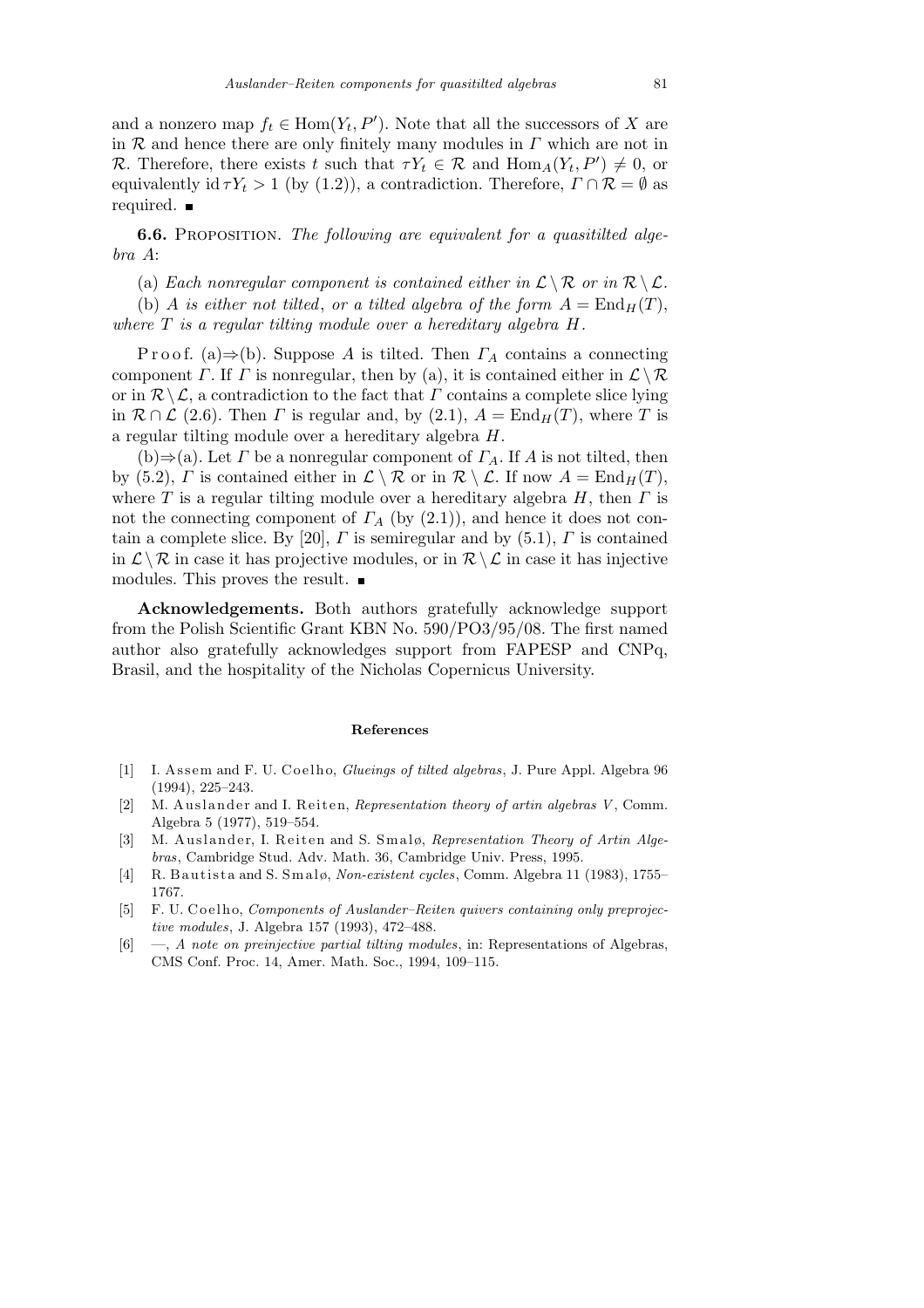and a nonzero map $f_t \in \mathrm{Hom}(Y_t, P')$. Note that all the successors of $X$ are in $\mathcal{R}$ and hence there are only finitely many modules in $\Gamma$ which are not in $\mathcal{R}$. Therefore, there exists $t$ such that $\tau Y_t \in \mathcal{R}$ and $\mathrm{Hom}_A(Y_t, P') \neq 0$, or equivalently $\mathrm{id}\, \tau Y_t > 1$ (by (1.2)), a contradiction. Therefore, $\Gamma \cap \mathcal{R} = \emptyset$ as required. ■

**6.6.** Proposition. *The following are equivalent for a quasitilted algebra $A$*:

(a) *Each nonregular component is contained either in $\mathcal{L} \setminus \mathcal{R}$ or in $\mathcal{R} \setminus \mathcal{L}$.*

(b) *$A$ is either not tilted, or a tilted algebra of the form $A = \mathrm{End}_H(T)$, where $T$ is a regular tilting module over a hereditary algebra $H$.*

Proof. (a)$\Rightarrow$(b). Suppose $A$ is tilted. Then $\Gamma_A$ contains a connecting component $\Gamma$. If $\Gamma$ is nonregular, then by (a), it is contained either in $\mathcal{L} \setminus \mathcal{R}$ or in $\mathcal{R} \setminus \mathcal{L}$, a contradiction to the fact that $\Gamma$ contains a complete slice lying in $\mathcal{R} \cap \mathcal{L}$ (2.6). Then $\Gamma$ is regular and, by (2.1), $A = \mathrm{End}_H(T)$, where $T$ is a regular tilting module over a hereditary algebra $H$.

(b)$\Rightarrow$(a). Let $\Gamma$ be a nonregular component of $\Gamma_A$. If $A$ is not tilted, then by (5.2), $\Gamma$ is contained either in $\mathcal{L} \setminus \mathcal{R}$ or in $\mathcal{R} \setminus \mathcal{L}$. If now $A = \mathrm{End}_H(T)$, where $T$ is a regular tilting module over a hereditary algebra $H$, then $\Gamma$ is not the connecting component of $\Gamma_A$ (by (2.1)), and hence it does not contain a complete slice. By [20], $\Gamma$ is semiregular and by (5.1), $\Gamma$ is contained in $\mathcal{L} \setminus \mathcal{R}$ in case it has projective modules, or in $\mathcal{R} \setminus \mathcal{L}$ in case it has injective modules. This proves the result. ■

**Acknowledgements.** Both authors gratefully acknowledge support from the Polish Scientific Grant KBN No. 590/PO3/95/08. The first named author also gratefully acknowledges support from FAPESP and CNPq, Brasil, and the hospitality of the Nicholas Copernicus University.

## References

[1] I. Assem and F. U. Coelho, *Glueings of tilted algebras*, J. Pure Appl. Algebra 96 (1994), 225–243.

[2] M. Auslander and I. Reiten, *Representation theory of artin algebras V*, Comm. Algebra 5 (1977), 519–554.

[3] M. Auslander, I. Reiten and S. Smalø, *Representation Theory of Artin Algebras*, Cambridge Stud. Adv. Math. 36, Cambridge Univ. Press, 1995.

[4] R. Bautista and S. Smalø, *Non-existent cycles*, Comm. Algebra 11 (1983), 1755–1767.

[5] F. U. Coelho, *Components of Auslander–Reiten quivers containing only preprojective modules*, J. Algebra 157 (1993), 472–488.

[6] —, *A note on preinjective partial tilting modules*, in: Representations of Algebras, CMS Conf. Proc. 14, Amer. Math. Soc., 1994, 109–115.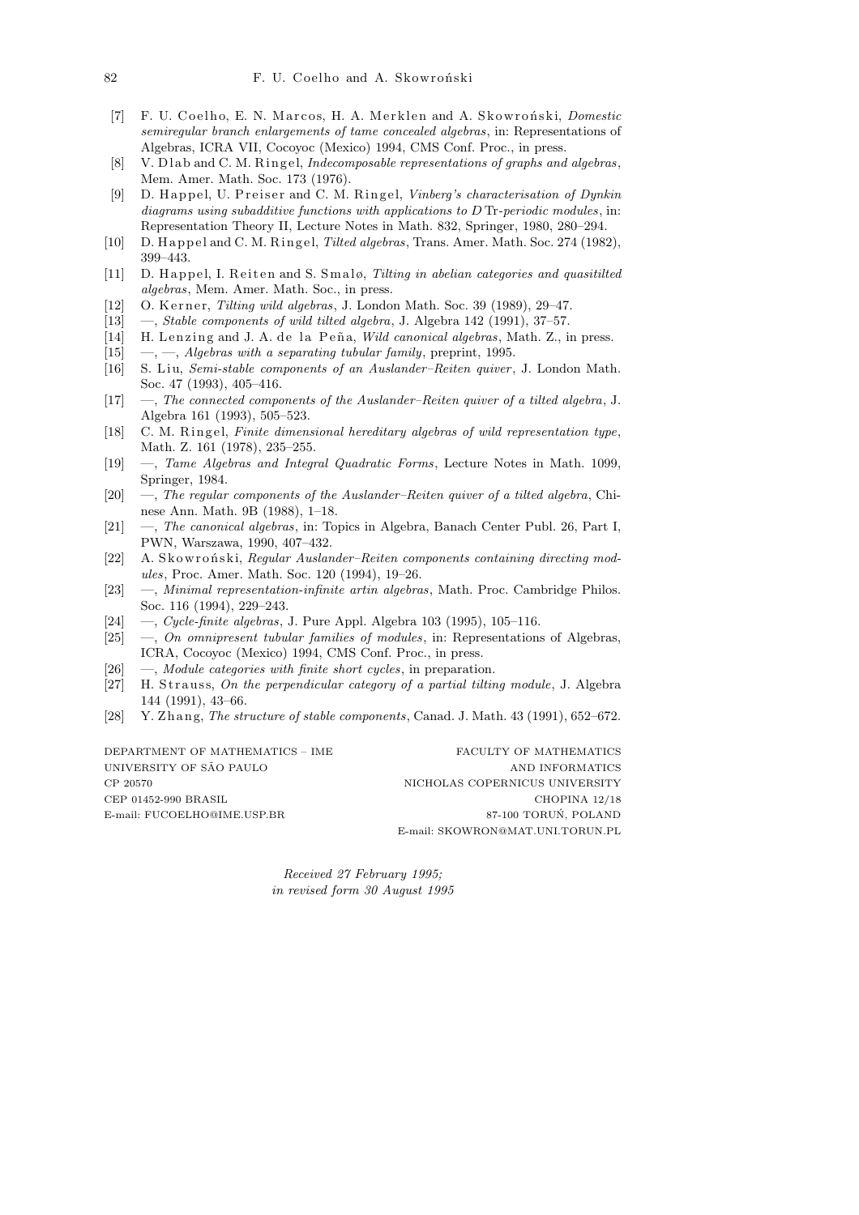[7] F. U. Coelho, E. N. Marcos, H. A. Merklen and A. Skowroński, *Domestic semiregular branch enlargements of tame concealed algebras*, in: Representations of Algebras, ICRA VII, Cocoyoc (Mexico) 1994, CMS Conf. Proc., in press.

[8] V. Dlab and C. M. Ringel, *Indecomposable representations of graphs and algebras*, Mem. Amer. Math. Soc. 173 (1976).

[9] D. Happel, U. Preiser and C. M. Ringel, *Vinberg's characterisation of Dynkin diagrams using subadditive functions with applications to D Tr-periodic modules*, in: Representation Theory II, Lecture Notes in Math. 832, Springer, 1980, 280–294.

[10] D. Happel and C. M. Ringel, *Tilted algebras*, Trans. Amer. Math. Soc. 274 (1982), 399–443.

[11] D. Happel, I. Reiten and S. Smalø, *Tilting in abelian categories and quasitilted algebras*, Mem. Amer. Math. Soc., in press.

[12] O. Kerner, *Tilting wild algebras*, J. London Math. Soc. 39 (1989), 29–47.

[13] —, *Stable components of wild tilted algebra*, J. Algebra 142 (1991), 37–57.

[14] H. Lenzing and J. A. de la Peña, *Wild canonical algebras*, Math. Z., in press.

[15] —, —, *Algebras with a separating tubular family*, preprint, 1995.

[16] S. Liu, *Semi-stable components of an Auslander–Reiten quiver*, J. London Math. Soc. 47 (1993), 405–416.

[17] —, *The connected components of the Auslander–Reiten quiver of a tilted algebra*, J. Algebra 161 (1993), 505–523.

[18] C. M. Ringel, *Finite dimensional hereditary algebras of wild representation type*, Math. Z. 161 (1978), 235–255.

[19] —, *Tame Algebras and Integral Quadratic Forms*, Lecture Notes in Math. 1099, Springer, 1984.

[20] —, *The regular components of the Auslander–Reiten quiver of a tilted algebra*, Chinese Ann. Math. 9B (1988), 1–18.

[21] —, *The canonical algebras*, in: Topics in Algebra, Banach Center Publ. 26, Part I, PWN, Warszawa, 1990, 407–432.

[22] A. Skowroński, *Regular Auslander–Reiten components containing directing modules*, Proc. Amer. Math. Soc. 120 (1994), 19–26.

[23] —, *Minimal representation-infinite artin algebras*, Math. Proc. Cambridge Philos. Soc. 116 (1994), 229–243.

[24] —, *Cycle-finite algebras*, J. Pure Appl. Algebra 103 (1995), 105–116.

[25] —, *On omnipresent tubular families of modules*, in: Representations of Algebras, ICRA, Cocoyoc (Mexico) 1994, CMS Conf. Proc., in press.

[26] —, *Module categories with finite short cycles*, in preparation.

[27] H. Strauss, *On the perpendicular category of a partial tilting module*, J. Algebra 144 (1991), 43–66.

[28] Y. Zhang, *The structure of stable components*, Canad. J. Math. 43 (1991), 652–672.

DEPARTMENT OF MATHEMATICS – IME
UNIVERSITY OF SÃO PAULO
CP 20570
CEP 01452-990 BRASIL
E-mail: FUCOELHO@IME.USP.BR

FACULTY OF MATHEMATICS
AND INFORMATICS
NICHOLAS COPERNICUS UNIVERSITY
CHOPINA 12/18
87-100 TORUŃ, POLAND
E-mail: SKOWRON@MAT.UNI.TORUN.PL

*Received 27 February 1995;*
*in revised form 30 August 1995*